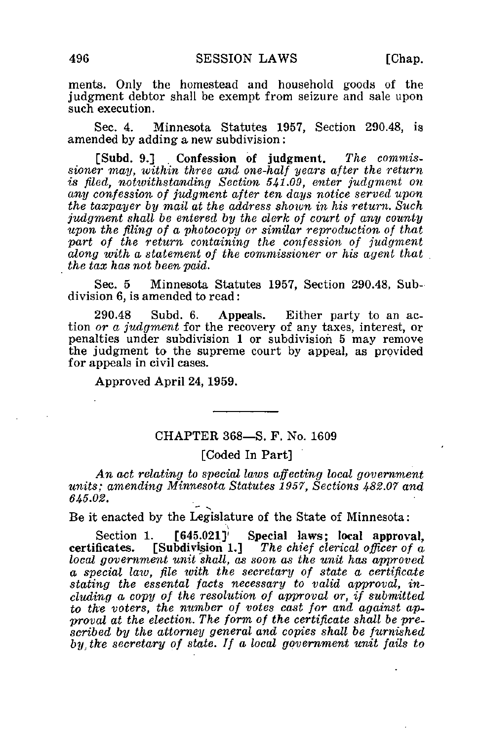ments. Only the homestead and household goods of the judgment debtor shall be exempt from seizure and sale upon such execution.

Sec. 4. Minnesota Statutes 1957, Section 290.48, is amended by adding a new subdivision:

[Subd. 9.] **Confession of judgment.** *The commissioner may, within three and one-half years after the return is filed, notwithstanding Section 541.09, enter judgment on any confession of judgment after ten days notice served upon the taxpayer by mail at the address shown in his return. Such judgment shall be entered by the clerk of court of any county upon the filing of a photocopy or similar reproduction of that part of the return containing the confession of judgment along with a statement of the commissioner or his agent that the tax has not been paid.*

Sec. 5 Minnesota Statutes 1957, Section 290.48, Subdivision 6, is amended to read:

290.48 Subd. 6. **Appeals.** Either party to an action *or a judgment* for the recovery of any taxes, interest, or penalties under subdivision 1 or subdivision 5 may remove the judgment to the supreme court by appeal, as provided for appeals in civil cases.

Approved April 24, 1959.

---

## CHAPTER 368—S. F. No. 1609

[Coded In Part]

*An act relating to special laws affecting local government units; amending Minnesota Statutes 1957, Sections 482.07 and 645.02.*

Be it enacted by the Legislature of the State of Minnesota:

Section 1. **[645.021] Special laws; local approval, certificates.** [Subdivision 1.] *The chief clerical officer of a local government unit shall, as soon as the unit has approved a special law, file with the secretary of state a certificate stating the essental facts necessary to valid approval, including a copy of the resolution of approval or, if submitted to the voters, the number of votes cast for and against approval at the election. The form of the certificate shall be prescribed by the attorney general and copies shall be furnished by the secretary of state. If a local government unit fails to*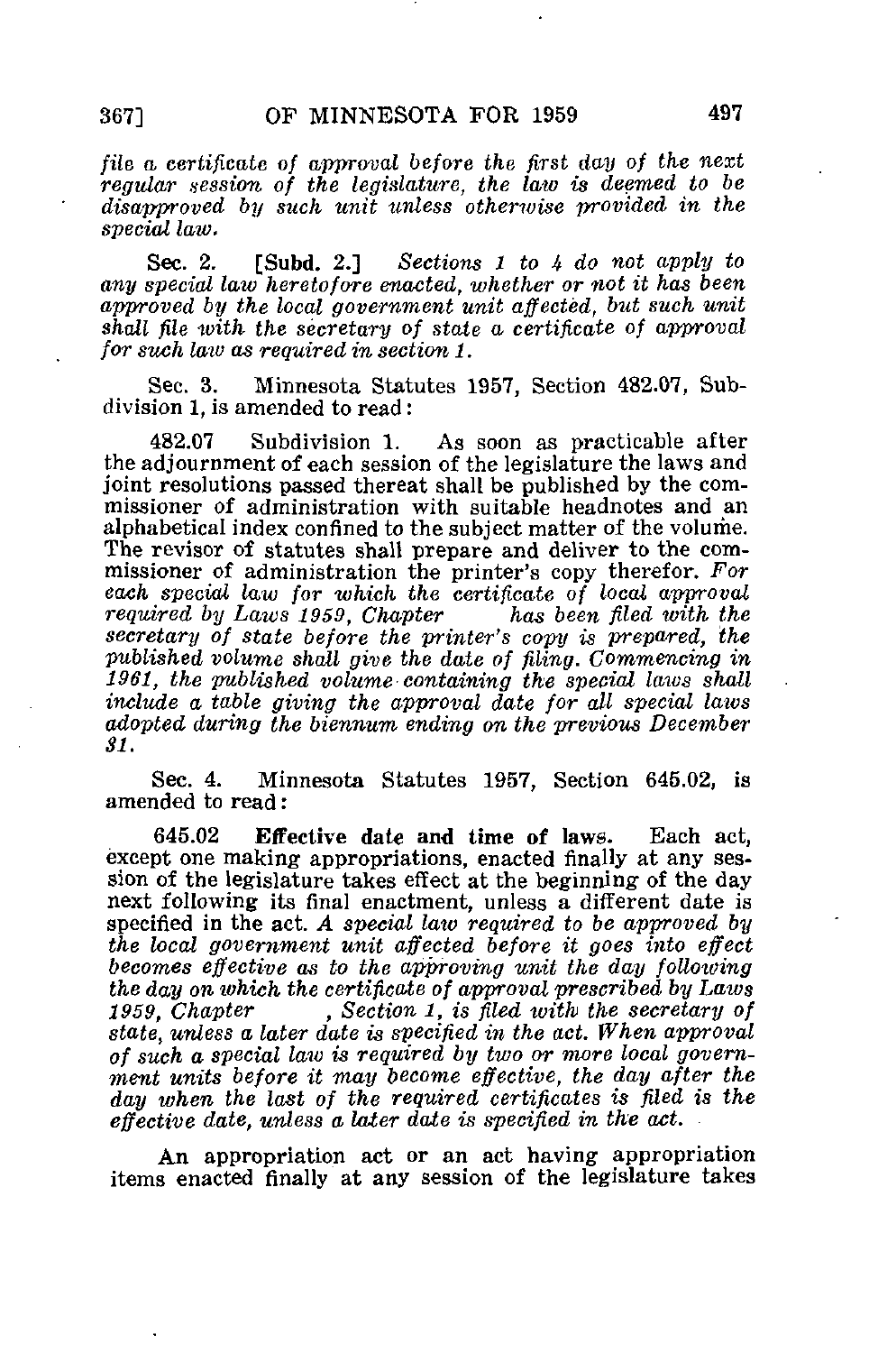*file a certificate of approval before the first day of the next regular session of the legislature, the law is deemed to be disapproved by such unit unless otherwise provided in the special law.*

Sec. 2. [Subd. 2.] *Sections 1 to 4 do not apply to any special law heretofore enacted, whether or not it has been approved by the local government unit affected, but such unit shall file with the secretary of state a certificate of approval for such law as required in section 1.*

Sec. 3. Minnesota Statutes 1957, Section 482.07, Subdivision 1, is amended to read:

482.07 Subdivision 1. As soon as practicable after the adjournment of each session of the legislature the laws and joint resolutions passed thereat shall be published by the commissioner of administration with suitable headnotes and an alphabetical index confined to the subject matter of the volume. The revisor of statutes shall prepare and deliver to the commissioner of administration the printer's copy therefor. *For each special law for which the certificate of local approval required by Laws 1959, Chapter has been filed with the secretary of state before the printer's copy is prepared, the published volume shall give the date of filing. Commencing in 1961, the published volume containing the special laws shall include a table giving the approval date for all special laws adopted during the biennum ending on the previous December 31.*

Sec. 4. Minnesota Statutes 1957, Section 645.02, is amended to read:

645.02 **Effective date and time of laws.** Each act, except one making appropriations, enacted finally at any session of the legislature takes effect at the beginning of the day next following its final enactment, unless a different date is specified in the act. *A special law required to be approved by the local government unit affected before it goes into effect becomes effective as to the approving unit the day following the day on which the certificate of approval prescribed by Laws 1959, Chapter , Section 1, is filed with the secretary of state, unless a later date is specified in the act. When approval of such a special law is required by two or more local government units before it may become effective, the day after the day when the last of the required certificates is filed is the effective date, unless a later date is specified in the act.*

An appropriation act or an act having appropriation items enacted finally at any session of the legislature takes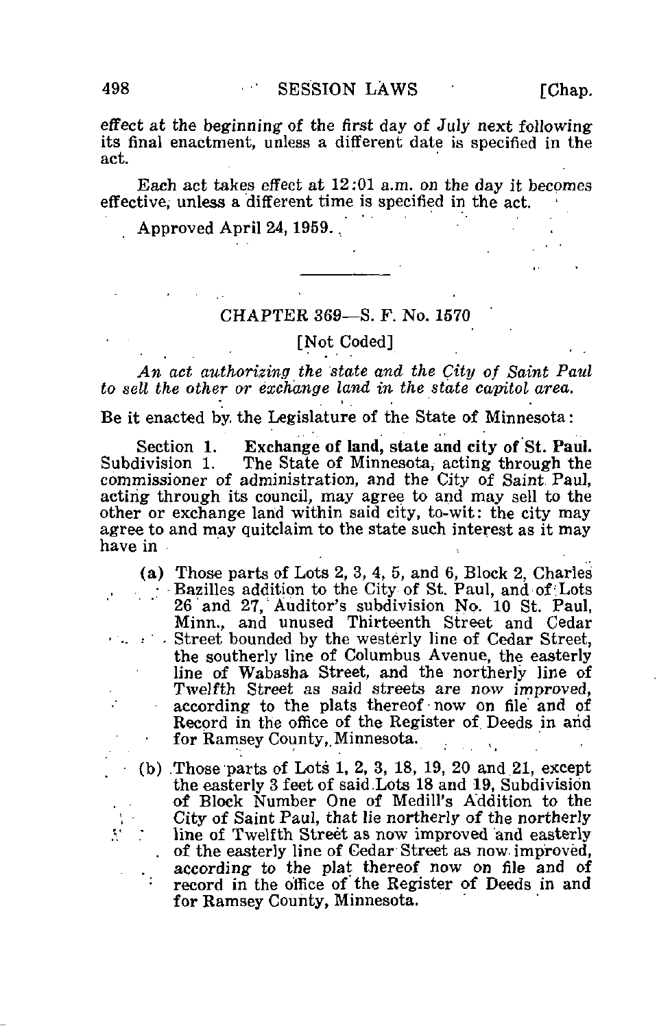effect at the beginning of the first day of July next following its final enactment, unless a different date is specified in the act.

Each act takes effect at 12:01 a.m. on the day it becomes effective, unless a different time is specified in the act.

Approved April 24, 1959.

---

## CHAPTER 369—S. F. No. 1570

[Not Coded]

*An act authorizing the state and the City of Saint Paul to sell the other or exchange land in the state capitol area.*

Be it enacted by the Legislature of the State of Minnesota:

Section 1. **Exchange of land, state and city of St. Paul.** Subdivision 1. The State of Minnesota, acting through the commissioner of administration, and the City of Saint Paul, acting through its council, may agree to and may sell to the other or exchange land within said city, to-wit: the city may agree to and may quitclaim to the state such interest as it may have in

(a) Those parts of Lots 2, 3, 4, 5, and 6, Block 2, Charles Bazilles addition to the City of St. Paul, and of Lots 26 and 27, Auditor's subdivision No. 10 St. Paul, Minn., and unused Thirteenth Street and Cedar Street bounded by the westerly line of Cedar Street, the southerly line of Columbus Avenue, the easterly line of Wabasha Street, and the northerly line of Twelfth Street as said streets are now improved, according to the plats thereof now on file and of Record in the office of the Register of Deeds in and for Ramsey County, Minnesota.

(b) Those parts of Lots 1, 2, 3, 18, 19, 20 and 21, except the easterly 3 feet of said Lots 18 and 19, Subdivision of Block Number One of Medill's Addition to the City of Saint Paul, that lie northerly of the northerly line of Twelfth Street as now improved and easterly of the easterly line of Cedar Street as now improved, according to the plat thereof now on file and of record in the office of the Register of Deeds in and for Ramsey County, Minnesota.